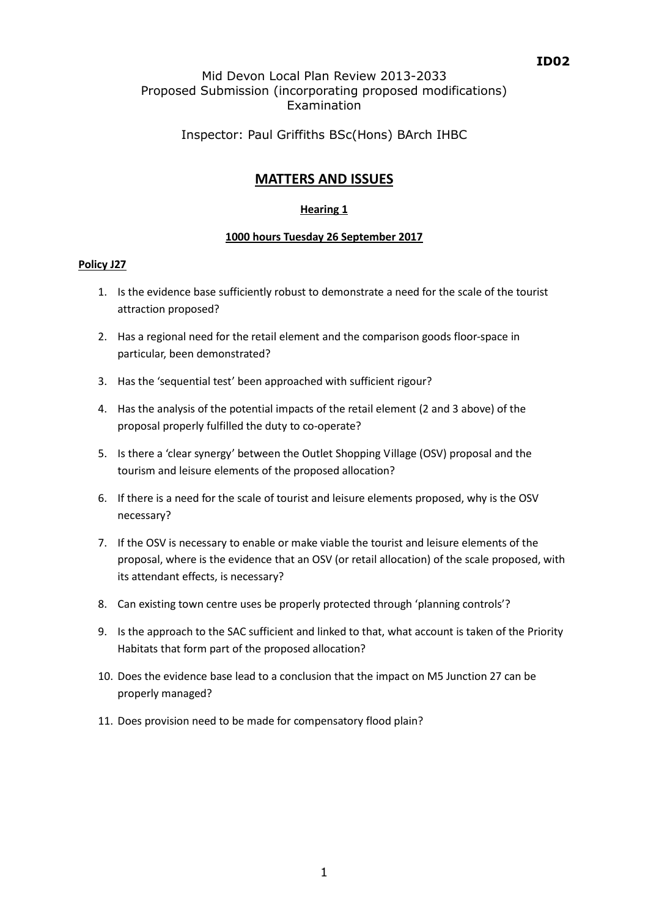**ID02**

Mid Devon Local Plan Review 2013-2033
Proposed Submission (incorporating proposed modifications)
Examination

Inspector: Paul Griffiths BSc(Hons) BArch IHBC

# MATTERS AND ISSUES

## Hearing 1

### 1000 hours Tuesday 26 September 2017

**Policy J27**

1. Is the evidence base sufficiently robust to demonstrate a need for the scale of the tourist attraction proposed?
2. Has a regional need for the retail element and the comparison goods floor-space in particular, been demonstrated?
3. Has the 'sequential test' been approached with sufficient rigour?
4. Has the analysis of the potential impacts of the retail element (2 and 3 above) of the proposal properly fulfilled the duty to co-operate?
5. Is there a 'clear synergy' between the Outlet Shopping Village (OSV) proposal and the tourism and leisure elements of the proposed allocation?
6. If there is a need for the scale of tourist and leisure elements proposed, why is the OSV necessary?
7. If the OSV is necessary to enable or make viable the tourist and leisure elements of the proposal, where is the evidence that an OSV (or retail allocation) of the scale proposed, with its attendant effects, is necessary?
8. Can existing town centre uses be properly protected through 'planning controls'?
9. Is the approach to the SAC sufficient and linked to that, what account is taken of the Priority Habitats that form part of the proposed allocation?
10. Does the evidence base lead to a conclusion that the impact on M5 Junction 27 can be properly managed?
11. Does provision need to be made for compensatory flood plain?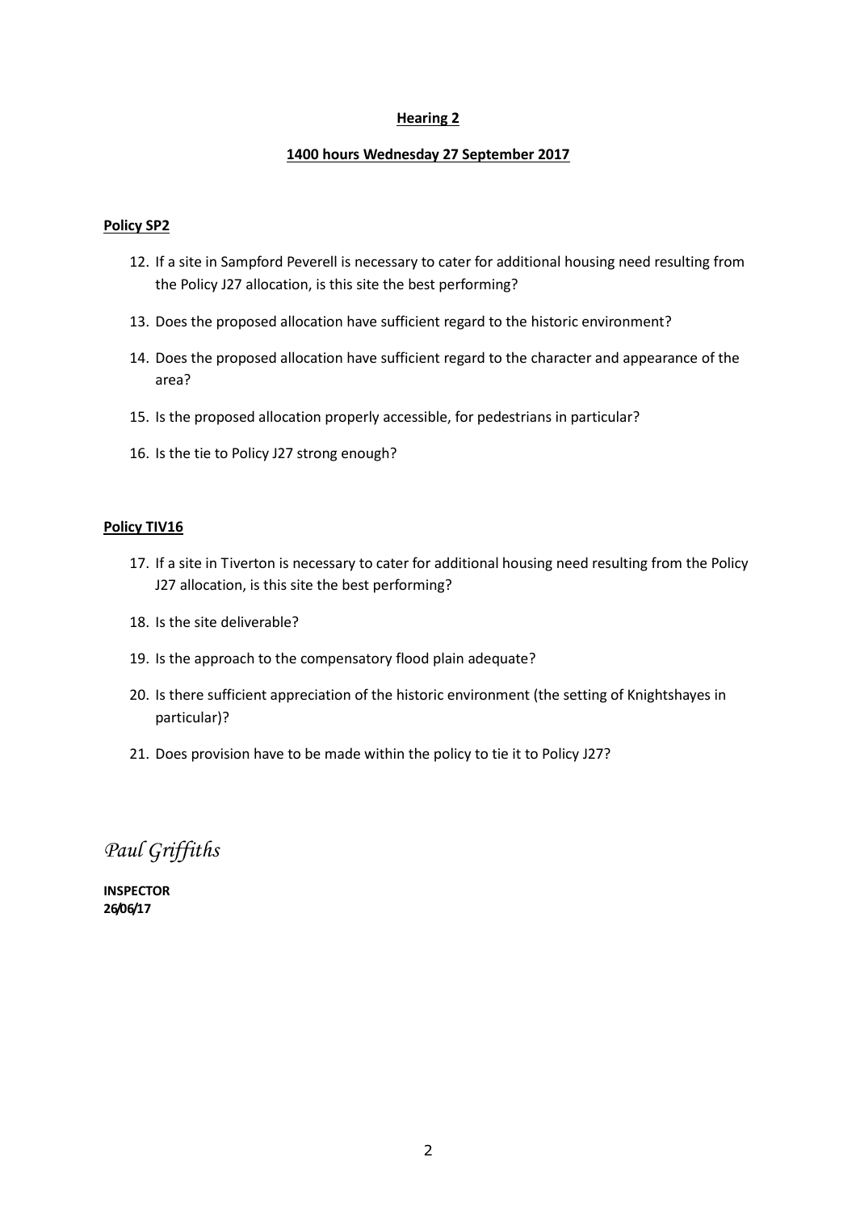**Hearing 2**

**1400 hours Wednesday 27 September 2017**

**Policy SP2**

12. If a site in Sampford Peverell is necessary to cater for additional housing need resulting from the Policy J27 allocation, is this site the best performing?
13. Does the proposed allocation have sufficient regard to the historic environment?
14. Does the proposed allocation have sufficient regard to the character and appearance of the area?
15. Is the proposed allocation properly accessible, for pedestrians in particular?
16. Is the tie to Policy J27 strong enough?

**Policy TIV16**

17. If a site in Tiverton is necessary to cater for additional housing need resulting from the Policy J27 allocation, is this site the best performing?
18. Is the site deliverable?
19. Is the approach to the compensatory flood plain adequate?
20. Is there sufficient appreciation of the historic environment (the setting of Knightshayes in particular)?
21. Does provision have to be made within the policy to tie it to Policy J27?

*Paul Griffiths*

**INSPECTOR**
**26/06/17**